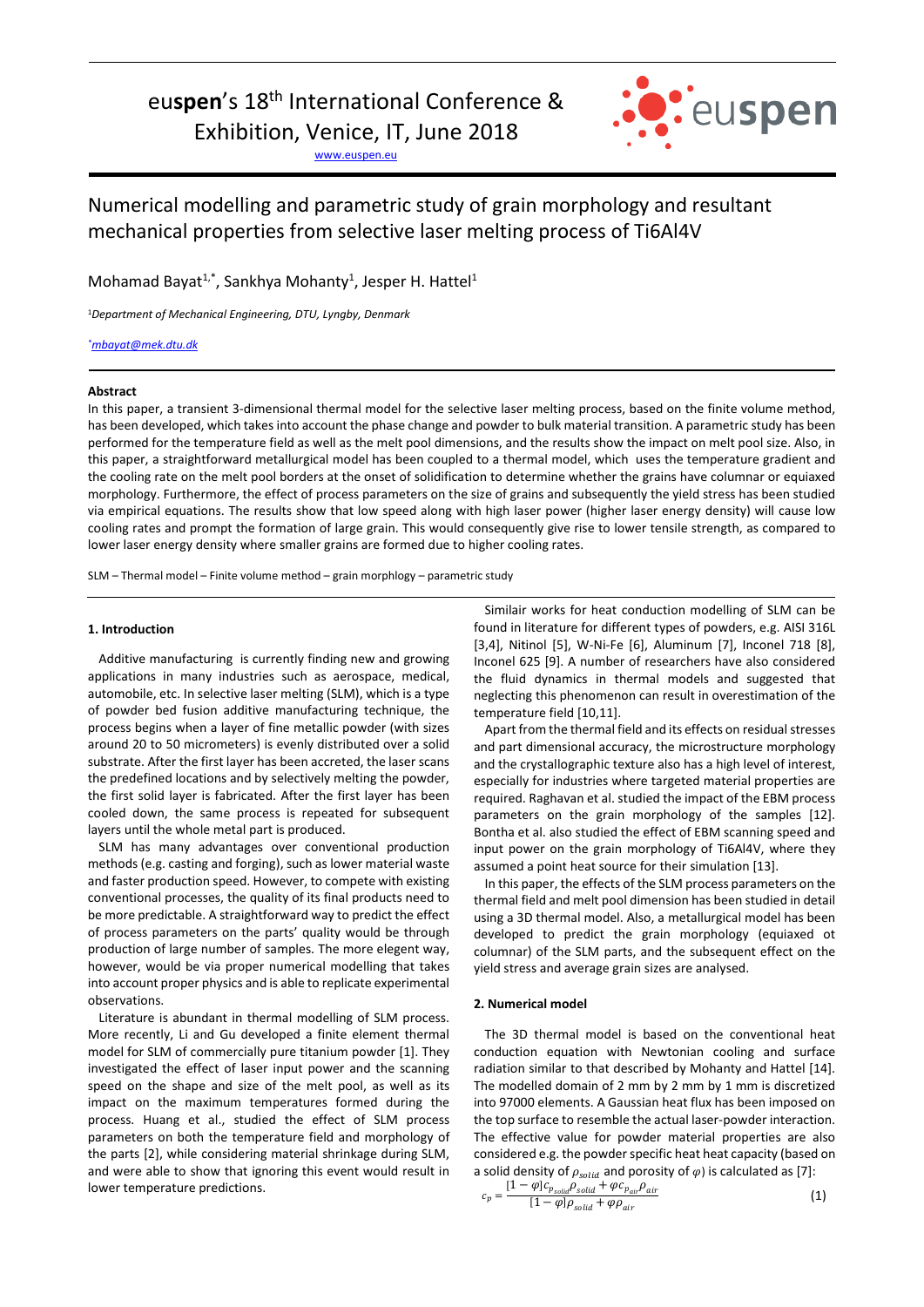euspen's 18th International Conference & Exhibition, Venice, IT, June 2018

www.euspen.eu

# Numerical modelling and parametric study of grain morphology and resultant mechanical properties from selective laser melting process of Ti6Al4V

Mohamad Bayat[1,*], Sankhya Mohanty[1], Jesper H. Hattel[1]

[1]*Department of Mechanical Engineering, DTU, Lyngby, Denmark*

[*]*mbayat@mek.dtu.dk*

## Abstract

In this paper, a transient 3-dimensional thermal model for the selective laser melting process, based on the finite volume method, has been developed, which takes into account the phase change and powder to bulk material transition. A parametric study has been performed for the temperature field as well as the melt pool dimensions, and the results show the impact on melt pool size. Also, in this paper, a straightforward metallurgical model has been coupled to a thermal model, which uses the temperature gradient and the cooling rate on the melt pool borders at the onset of solidification to determine whether the grains have columnar or equiaxed morphology. Furthermore, the effect of process parameters on the size of grains and subsequently the yield stress has been studied via empirical equations. The results show that low speed along with high laser power (higher laser energy density) will cause low cooling rates and prompt the formation of large grain. This would consequently give rise to lower tensile strength, as compared to lower laser energy density where smaller grains are formed due to higher cooling rates.

SLM – Thermal model – Finite volume method – grain morphlogy – parametric study

## 1. Introduction

Additive manufacturing is currently finding new and growing applications in many industries such as aerospace, medical, automobile, etc. In selective laser melting (SLM), which is a type of powder bed fusion additive manufacturing technique, the process begins when a layer of fine metallic powder (with sizes around 20 to 50 micrometers) is evenly distributed over a solid substrate. After the first layer has been accreted, the laser scans the predefined locations and by selectively melting the powder, the first solid layer is fabricated. After the first layer has been cooled down, the same process is repeated for subsequent layers until the whole metal part is produced.

SLM has many advantages over conventional production methods (e.g. casting and forging), such as lower material waste and faster production speed. However, to compete with existing conventional processes, the quality of its final products need to be more predictable. A straightforward way to predict the effect of process parameters on the parts' quality would be through production of large number of samples. The more elegent way, however, would be via proper numerical modelling that takes into account proper physics and is able to replicate experimental observations.

Literature is abundant in thermal modelling of SLM process. More recently, Li and Gu developed a finite element thermal model for SLM of commercially pure titanium powder [1]. They investigated the effect of laser input power and the scanning speed on the shape and size of the melt pool, as well as its impact on the maximum temperatures formed during the process. Huang et al., studied the effect of SLM process parameters on both the temperature field and morphology of the parts [2], while considering material shrinkage during SLM, and were able to show that ignoring this event would result in lower temperature predictions.

Similair works for heat conduction modelling of SLM can be found in literature for different types of powders, e.g. AISI 316L [3,4], Nitinol [5], W-Ni-Fe [6], Aluminum [7], Inconel 718 [8], Inconel 625 [9]. A number of researchers have also considered the fluid dynamics in thermal models and suggested that neglecting this phenomenon can result in overestimation of the temperature field [10,11].

Apart from the thermal field and its effects on residual stresses and part dimensional accuracy, the microstructure morphology and the crystallographic texture also has a high level of interest, especially for industries where targeted material properties are required. Raghavan et al. studied the impact of the EBM process parameters on the grain morphology of the samples [12]. Bontha et al. also studied the effect of EBM scanning speed and input power on the grain morphology of Ti6Al4V, where they assumed a point heat source for their simulation [13].

In this paper, the effects of the SLM process parameters on the thermal field and melt pool dimension has been studied in detail using a 3D thermal model. Also, a metallurgical model has been developed to predict the grain morphology (equiaxed ot columnar) of the SLM parts, and the subsequent effect on the yield stress and average grain sizes are analysed.

## 2. Numerical model

The 3D thermal model is based on the conventional heat conduction equation with Newtonian cooling and surface radiation similar to that described by Mohanty and Hattel [14]. The modelled domain of 2 mm by 2 mm by 1 mm is discretized into 97000 elements. A Gaussian heat flux has been imposed on the top surface to resemble the actual laser-powder interaction. The effective value for powder material properties are also considered e.g. the powder specific heat heat capacity (based on a solid density of $\rho_{solid}$ and porosity of $\varphi$) is calculated as [7]:

$$c_p = \frac{[1-\varphi]c_{p_{solid}}\rho_{solid} + \varphi c_{p_{air}}\rho_{air}}{[1-\varphi]\rho_{solid} + \varphi\rho_{air}} \tag{1}$$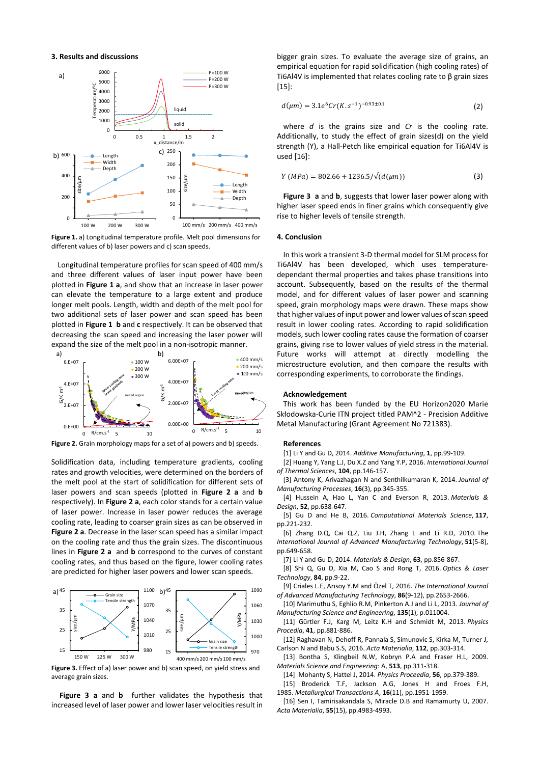## 3. Results and discussions

a)

Temperature/°C

6000
5000
4000
3000
2000
1000
0

0 0.5 1 1.5 2

x_distance/m

P=100 W
P=200 W
P=300 W

liquid
solid

b) 600 400 200 0

size/μm

Length
Width
Depth

100 W 200 W 300 W

c) 250 200 150 100 50 0

size/μm

Length
Width
Depth

100 mm/s 200 mm/s 400 mm/s

**Figure 1.** a) Longitudinal temperature profile. Melt pool dimensions for different values of b) laser powers and c) scan speeds.

Longitudinal temperature profiles for scan speed of 400 mm/s and three different values of laser input power have been plotted in **Figure 1 a**, and show that an increase in laser power can elevate the temperature to a large extent and produce longer melt pools. Length, width and depth of the melt pool for two additional sets of laser power and scan speed has been plotted in **Figure 1 b** and **c** respectively. It can be observed that decreasing the scan speed and increasing the laser power will expand the size of the melt pool in a non-isotropic manner.

a)

G/K.m$^{-1}$

6.E+07
4.E+07
2.E+07
0.E+00

R/cm.s$^{-1}$

0 5 10

100 W
200 W
300 W

lower cooling rates
lower gradients

mixed region

b)

G/K.m$^{-1}$

6.00E+07
4.00E+07
2.00E+07
0.00E+00

R/cm.s$^{-1}$

0 5 10

400 mm/s
200 mm/s
100 mm/s

lower cooling rates

mixed region

**Figure 2.** Grain morphology maps for a set of a) powers and b) speeds.

Solidification data, including temperature gradients, cooling rates and growth velocities, were determined on the borders of the melt pool at the start of solidification for different sets of laser powers and scan speeds (plotted in **Figure 2 a** and **b** respectively). In **Figure 2 a**, each color stands for a certain value of laser power. Increase in laser power reduces the average cooling rate, leading to coarser grain sizes as can be observed in **Figure 2 a**. Decrease in the laser scan speed has a similar impact on the cooling rate and thus the grain sizes. The discontinuous lines in **Figure 2 a** and **b** correspond to the curves of constant cooling rates, and thus based on the figure, lower cooling rates are predicted for higher laser powers and lower scan speeds.

a)

size/μm

45
35
25
15

Y/MPa

1100
1070
1040
1010
980

150 W 225 W 300 W

Grain size
Tensile strength

b)

size/μm

45
35
25
15

Y/MPa

1090
1060
1030
1000
970

400 mm/s 200 mm/s 100 mm/s

Grain size
Tensile strength

**Figure 3.** Effect of a) laser power and b) scan speed, on yield stress and average grain sizes.

**Figure 3 a** and **b** further validates the hypothesis that increased level of laser power and lower laser velocities result in bigger grain sizes. To evaluate the average size of grains, an empirical equation for rapid solidification (high cooling rates) of Ti6Al4V is implemented that relates cooling rate to β grain sizes [15]:

$$d(\mu m) = 3.1e^6 Cr(K.s^{-1})^{-0.93 \pm 0.1} \tag{2}$$

where $d$ is the grains size and $Cr$ is the cooling rate. Additionally, to study the effect of grain sizes(d) on the yield strength (Y), a Hall-Petch like empirical equation for Ti6Al4V is used [16]:

$$Y\,(MPa) = 802.66 + 1236.5/\sqrt{(d(\mu m))} \tag{3}$$

**Figure 3 a** and **b**, suggests that lower laser power along with higher laser speed ends in finer grains which consequently give rise to higher levels of tensile strength.

## 4. Conclusion

In this work a transient 3-D thermal model for SLM process for Ti6Al4V has been developed, which uses temperature-dependant thermal properties and takes phase transitions into account. Subsequently, based on the results of the thermal model, and for different values of laser power and scanning speed, grain morphology maps were drawn. These maps show that higher values of input power and lower values of scan speed result in lower cooling rates. According to rapid solidification models, such lower cooling rates cause the formation of coarser grains, giving rise to lower values of yield stress in the material. Future works will attempt at directly modelling the microstructure evolution, and then compare the results with corresponding experiments, to corroborate the findings.

## Acknowledgement

This work has been funded by the EU Horizon2020 Marie Skłodowska-Curie ITN project titled PAM^2 - Precision Additive Metal Manufacturing (Grant Agreement No 721383).

## References

[1] Li Y and Gu D, 2014. *Additive Manufacturing*, **1**, pp.99-109.

[2] Huang Y, Yang L.J, Du X.Z and Yang Y.P, 2016. *International Journal of Thermal Sciences*, **104**, pp.146-157.

[3] Antony K, Arivazhagan N and Senthilkumaran K, 2014. *Journal of Manufacturing Processes*, **16**(3), pp.345-355.

[4] Hussein A, Hao L, Yan C and Everson R, 2013. *Materials & Design*, **52**, pp.638-647.

[5] Gu D and He B, 2016. *Computational Materials Science*, **117**, pp.221-232.

[6] Zhang D.Q, Cai Q.Z, Liu J.H, Zhang L and Li R.D, 2010. The *International Journal of Advanced Manufacturing Technology*, **51**(5-8), pp.649-658.

[7] Li Y and Gu D, 2014. *Materials & Design*, **63**, pp.856-867.

[8] Shi Q, Gu D, Xia M, Cao S and Rong T, 2016. *Optics & Laser Technology*, **84**, pp.9-22.

[9] Criales L.E, Arisoy Y.M and Özel T, 2016. *The International Journal of Advanced Manufacturing Technology*, **86**(9-12), pp.2653-2666.

[10] Marimuthu S, Eghlio R.M, Pinkerton A.J and Li L, 2013. *Journal of Manufacturing Science and Engineering*, **135**(1), p.011004.

[11] Gürtler F.J, Karg M, Leitz K.H and Schmidt M, 2013. *Physics Procedia*, **41**, pp.881-886.

[12] Raghavan N, Dehoff R, Pannala S, Simunovic S, Kirka M, Turner J, Carlson N and Babu S.S, 2016. *Acta Materialia*, **112**, pp.303-314.

[13] Bontha S, Klingbeil N.W, Kobryn P.A and Fraser H.L, 2009. *Materials Science and Engineering*: A, **513**, pp.311-318.

[14] Mohanty S, Hattel J, 2014. *Physics Proceedia*, **56**, pp.379-389.

[15] Broderick T.F, Jackson A.G, Jones H and Froes F.H, 1985. *Metallurgical Transactions A*, **16**(11), pp.1951-1959.

[16] Sen I, Tamirisakandala S, Miracle D.B and Ramamurty U, 2007. *Acta Materialia*, **55**(15), pp.4983-4993.